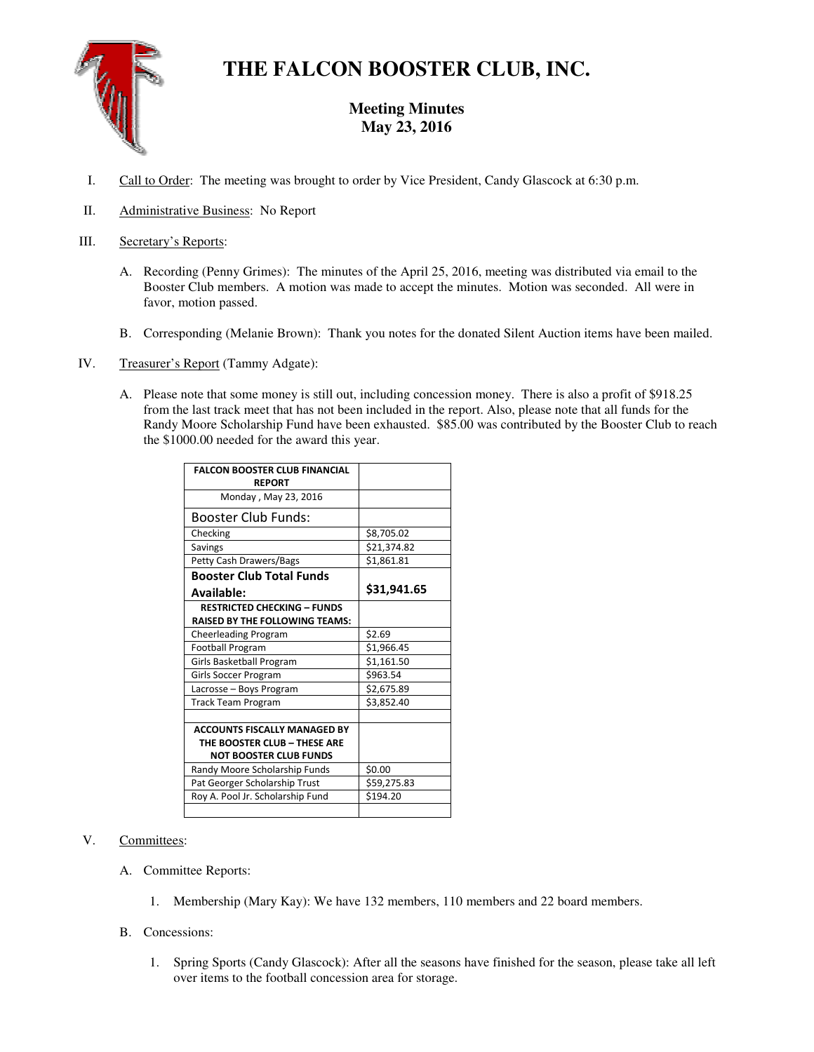# THE FALCON BOOSTER CLUB, INC.

## Meeting Minutes
## May 23, 2016

I. Call to Order: The meeting was brought to order by Vice President, Candy Glascock at 6:30 p.m.

II. Administrative Business: No Report

III. Secretary's Reports:

A. Recording (Penny Grimes): The minutes of the April 25, 2016, meeting was distributed via email to the Booster Club members. A motion was made to accept the minutes. Motion was seconded. All were in favor, motion passed.

B. Corresponding (Melanie Brown): Thank you notes for the donated Silent Auction items have been mailed.

IV. Treasurer's Report (Tammy Adgate):

A. Please note that some money is still out, including concession money. There is also a profit of $918.25 from the last track meet that has not been included in the report. Also, please note that all funds for the Randy Moore Scholarship Fund have been exhausted. $85.00 was contributed by the Booster Club to reach the $1000.00 needed for the award this year.

| FALCON BOOSTER CLUB FINANCIAL REPORT | |
|---|---|
| Monday , May 23, 2016 | |
| Booster Club Funds: | |
| Checking | $8,705.02 |
| Savings | $21,374.82 |
| Petty Cash Drawers/Bags | $1,861.81 |
| **Booster Club Total Funds Available:** | **$31,941.65** |
| **RESTRICTED CHECKING – FUNDS RAISED BY THE FOLLOWING TEAMS:** | |
| Cheerleading Program | $2.69 |
| Football Program | $1,966.45 |
| Girls Basketball Program | $1,161.50 |
| Girls Soccer Program | $963.54 |
| Lacrosse – Boys Program | $2,675.89 |
| Track Team Program | $3,852.40 |
| | |
| **ACCOUNTS FISCALLY MANAGED BY THE BOOSTER CLUB – THESE ARE NOT BOOSTER CLUB FUNDS** | |
| Randy Moore Scholarship Funds | $0.00 |
| Pat Georger Scholarship Trust | $59,275.83 |
| Roy A. Pool Jr. Scholarship Fund | $194.20 |
| | |

V. Committees:

A. Committee Reports:

1. Membership (Mary Kay): We have 132 members, 110 members and 22 board members.

B. Concessions:

1. Spring Sports (Candy Glascock): After all the seasons have finished for the season, please take all left over items to the football concession area for storage.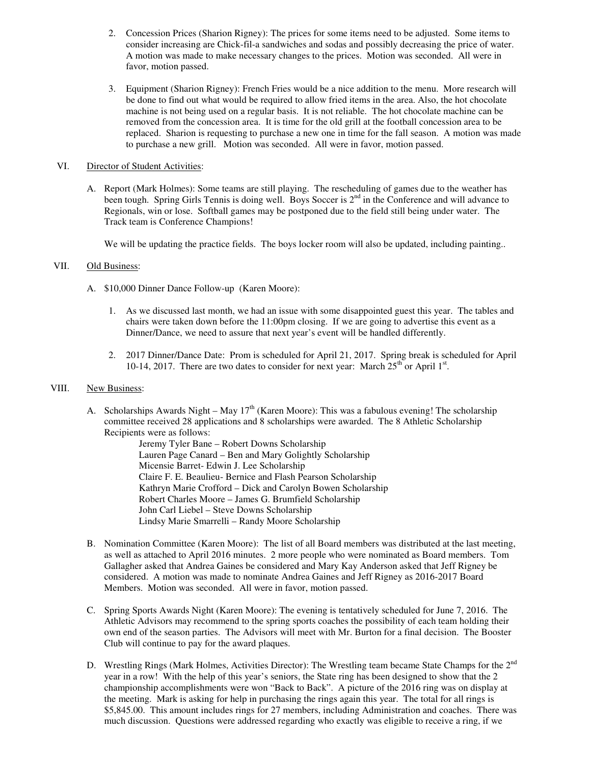2. Concession Prices (Sharion Rigney): The prices for some items need to be adjusted. Some items to consider increasing are Chick-fil-a sandwiches and sodas and possibly decreasing the price of water. A motion was made to make necessary changes to the prices. Motion was seconded. All were in favor, motion passed.

3. Equipment (Sharion Rigney): French Fries would be a nice addition to the menu. More research will be done to find out what would be required to allow fried items in the area. Also, the hot chocolate machine is not being used on a regular basis. It is not reliable. The hot chocolate machine can be removed from the concession area. It is time for the old grill at the football concession area to be replaced. Sharion is requesting to purchase a new one in time for the fall season. A motion was made to purchase a new grill. Motion was seconded. All were in favor, motion passed.

VI. Director of Student Activities:

A. Report (Mark Holmes): Some teams are still playing. The rescheduling of games due to the weather has been tough. Spring Girls Tennis is doing well. Boys Soccer is 2nd in the Conference and will advance to Regionals, win or lose. Softball games may be postponed due to the field still being under water. The Track team is Conference Champions!

We will be updating the practice fields. The boys locker room will also be updated, including painting..

VII. Old Business:

A. $10,000 Dinner Dance Follow-up (Karen Moore):

1. As we discussed last month, we had an issue with some disappointed guest this year. The tables and chairs were taken down before the 11:00pm closing. If we are going to advertise this event as a Dinner/Dance, we need to assure that next year's event will be handled differently.

2. 2017 Dinner/Dance Date: Prom is scheduled for April 21, 2017. Spring break is scheduled for April 10-14, 2017. There are two dates to consider for next year: March 25th or April 1st.

VIII. New Business:

A. Scholarships Awards Night – May 17th (Karen Moore): This was a fabulous evening! The scholarship committee received 28 applications and 8 scholarships were awarded. The 8 Athletic Scholarship Recipients were as follows:

Jeremy Tyler Bane – Robert Downs Scholarship
Lauren Page Canard – Ben and Mary Golightly Scholarship
Micensie Barret- Edwin J. Lee Scholarship
Claire F. E. Beaulieu- Bernice and Flash Pearson Scholarship
Kathryn Marie Crofford – Dick and Carolyn Bowen Scholarship
Robert Charles Moore – James G. Brumfield Scholarship
John Carl Liebel – Steve Downs Scholarship
Lindsy Marie Smarrelli – Randy Moore Scholarship

B. Nomination Committee (Karen Moore): The list of all Board members was distributed at the last meeting, as well as attached to April 2016 minutes. 2 more people who were nominated as Board members. Tom Gallagher asked that Andrea Gaines be considered and Mary Kay Anderson asked that Jeff Rigney be considered. A motion was made to nominate Andrea Gaines and Jeff Rigney as 2016-2017 Board Members. Motion was seconded. All were in favor, motion passed.

C. Spring Sports Awards Night (Karen Moore): The evening is tentatively scheduled for June 7, 2016. The Athletic Advisors may recommend to the spring sports coaches the possibility of each team holding their own end of the season parties. The Advisors will meet with Mr. Burton for a final decision. The Booster Club will continue to pay for the award plaques.

D. Wrestling Rings (Mark Holmes, Activities Director): The Wrestling team became State Champs for the 2nd year in a row! With the help of this year's seniors, the State ring has been designed to show that the 2 championship accomplishments were won "Back to Back". A picture of the 2016 ring was on display at the meeting. Mark is asking for help in purchasing the rings again this year. The total for all rings is $5,845.00. This amount includes rings for 27 members, including Administration and coaches. There was much discussion. Questions were addressed regarding who exactly was eligible to receive a ring, if we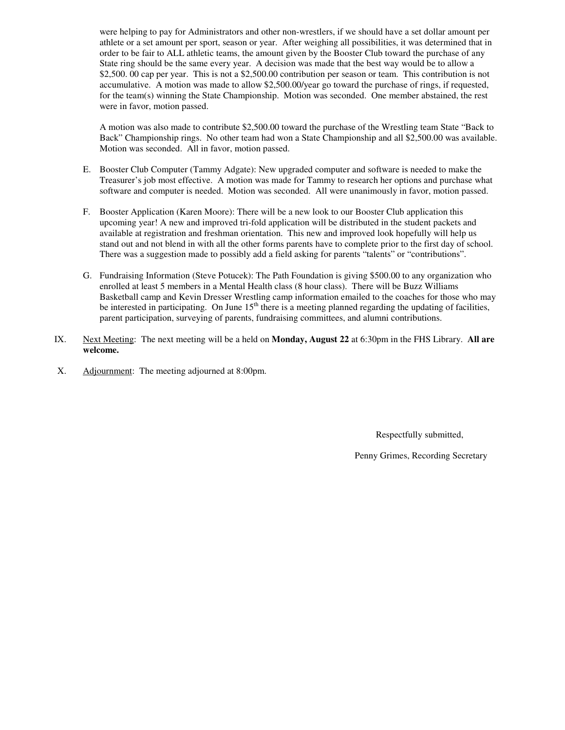were helping to pay for Administrators and other non-wrestlers, if we should have a set dollar amount per athlete or a set amount per sport, season or year. After weighing all possibilities, it was determined that in order to be fair to ALL athletic teams, the amount given by the Booster Club toward the purchase of any State ring should be the same every year. A decision was made that the best way would be to allow a $2,500. 00 cap per year. This is not a $2,500.00 contribution per season or team. This contribution is not accumulative. A motion was made to allow $2,500.00/year go toward the purchase of rings, if requested, for the team(s) winning the State Championship. Motion was seconded. One member abstained, the rest were in favor, motion passed.

A motion was also made to contribute $2,500.00 toward the purchase of the Wrestling team State "Back to Back" Championship rings. No other team had won a State Championship and all $2,500.00 was available. Motion was seconded. All in favor, motion passed.

E. Booster Club Computer (Tammy Adgate): New upgraded computer and software is needed to make the Treasurer's job most effective. A motion was made for Tammy to research her options and purchase what software and computer is needed. Motion was seconded. All were unanimously in favor, motion passed.

F. Booster Application (Karen Moore): There will be a new look to our Booster Club application this upcoming year! A new and improved tri-fold application will be distributed in the student packets and available at registration and freshman orientation. This new and improved look hopefully will help us stand out and not blend in with all the other forms parents have to complete prior to the first day of school. There was a suggestion made to possibly add a field asking for parents "talents" or "contributions".

G. Fundraising Information (Steve Potucek): The Path Foundation is giving $500.00 to any organization who enrolled at least 5 members in a Mental Health class (8 hour class). There will be Buzz Williams Basketball camp and Kevin Dresser Wrestling camp information emailed to the coaches for those who may be interested in participating. On June 15th there is a meeting planned regarding the updating of facilities, parent participation, surveying of parents, fundraising committees, and alumni contributions.

IX. Next Meeting: The next meeting will be a held on **Monday, August 22** at 6:30pm in the FHS Library. **All are welcome.**

X. Adjournment: The meeting adjourned at 8:00pm.

Respectfully submitted,

Penny Grimes, Recording Secretary